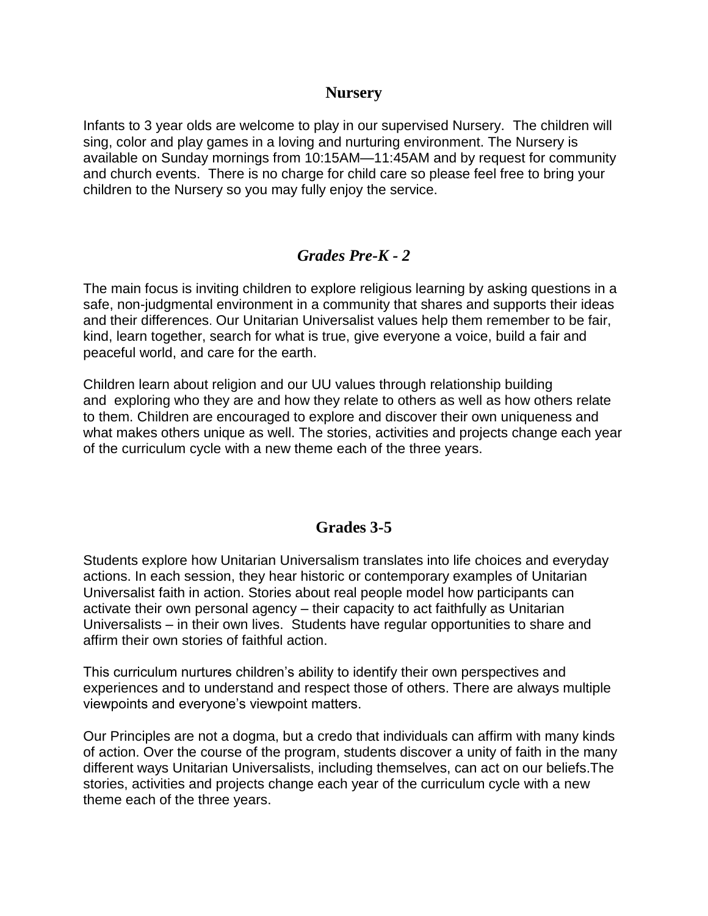## Nursery

Infants to 3 year olds are welcome to play in our supervised Nursery. The children will sing, color and play games in a loving and nurturing environment. The Nursery is available on Sunday mornings from 10:15AM—11:45AM and by request for community and church events. There is no charge for child care so please feel free to bring your children to the Nursery so you may fully enjoy the service.

## *Grades Pre-K - 2*

The main focus is inviting children to explore religious learning by asking questions in a safe, non-judgmental environment in a community that shares and supports their ideas and their differences. Our Unitarian Universalist values help them remember to be fair, kind, learn together, search for what is true, give everyone a voice, build a fair and peaceful world, and care for the earth.

Children learn about religion and our UU values through relationship building and exploring who they are and how they relate to others as well as how others relate to them. Children are encouraged to explore and discover their own uniqueness and what makes others unique as well. The stories, activities and projects change each year of the curriculum cycle with a new theme each of the three years.

## Grades 3-5

Students explore how Unitarian Universalism translates into life choices and everyday actions. In each session, they hear historic or contemporary examples of Unitarian Universalist faith in action. Stories about real people model how participants can activate their own personal agency – their capacity to act faithfully as Unitarian Universalists – in their own lives. Students have regular opportunities to share and affirm their own stories of faithful action.

This curriculum nurtures children's ability to identify their own perspectives and experiences and to understand and respect those of others. There are always multiple viewpoints and everyone's viewpoint matters.

Our Principles are not a dogma, but a credo that individuals can affirm with many kinds of action. Over the course of the program, students discover a unity of faith in the many different ways Unitarian Universalists, including themselves, can act on our beliefs.The stories, activities and projects change each year of the curriculum cycle with a new theme each of the three years.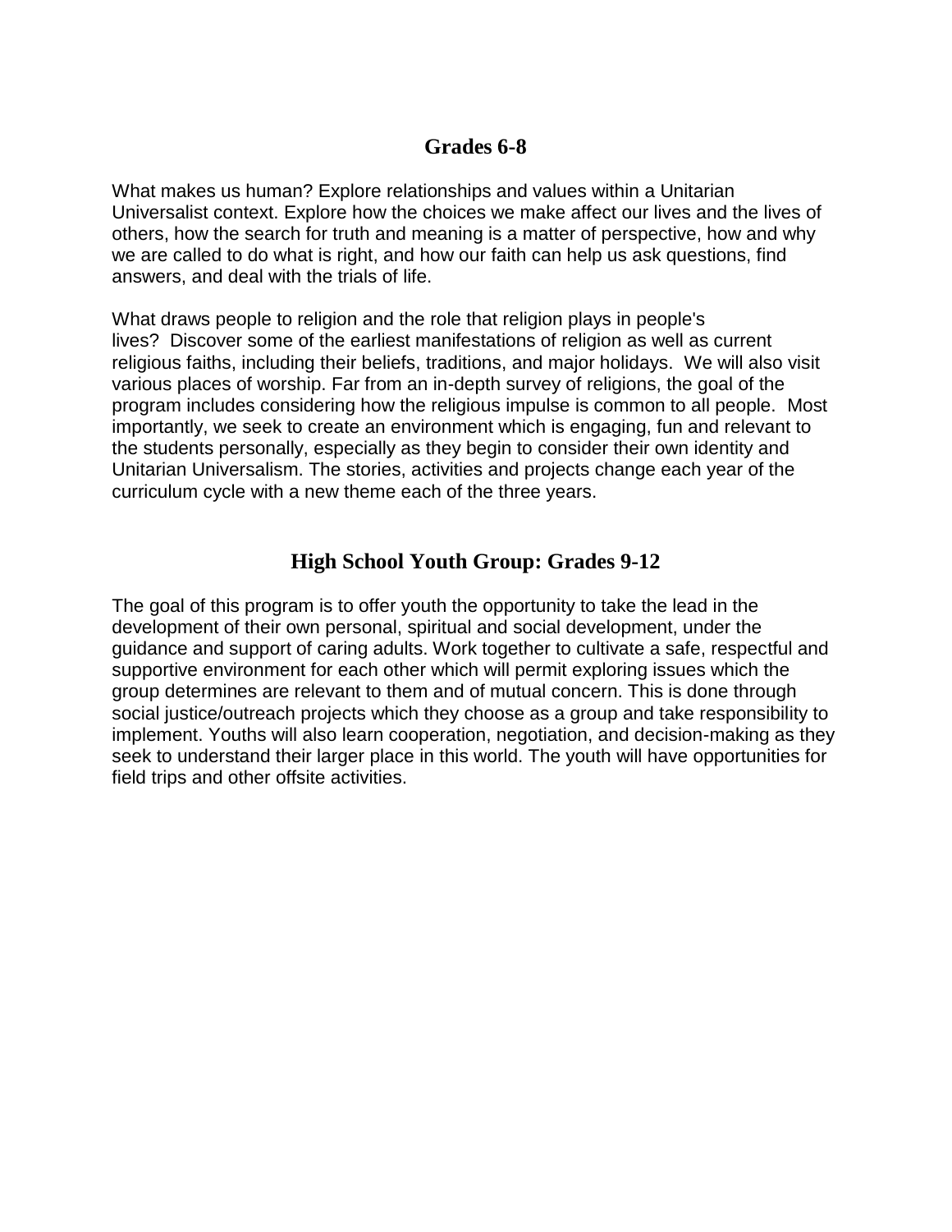## Grades 6-8

What makes us human? Explore relationships and values within a Unitarian Universalist context. Explore how the choices we make affect our lives and the lives of others, how the search for truth and meaning is a matter of perspective, how and why we are called to do what is right, and how our faith can help us ask questions, find answers, and deal with the trials of life.

What draws people to religion and the role that religion plays in people's lives? Discover some of the earliest manifestations of religion as well as current religious faiths, including their beliefs, traditions, and major holidays. We will also visit various places of worship. Far from an in-depth survey of religions, the goal of the program includes considering how the religious impulse is common to all people. Most importantly, we seek to create an environment which is engaging, fun and relevant to the students personally, especially as they begin to consider their own identity and Unitarian Universalism. The stories, activities and projects change each year of the curriculum cycle with a new theme each of the three years.

## High School Youth Group: Grades 9-12

The goal of this program is to offer youth the opportunity to take the lead in the development of their own personal, spiritual and social development, under the guidance and support of caring adults. Work together to cultivate a safe, respectful and supportive environment for each other which will permit exploring issues which the group determines are relevant to them and of mutual concern. This is done through social justice/outreach projects which they choose as a group and take responsibility to implement. Youths will also learn cooperation, negotiation, and decision-making as they seek to understand their larger place in this world. The youth will have opportunities for field trips and other offsite activities.